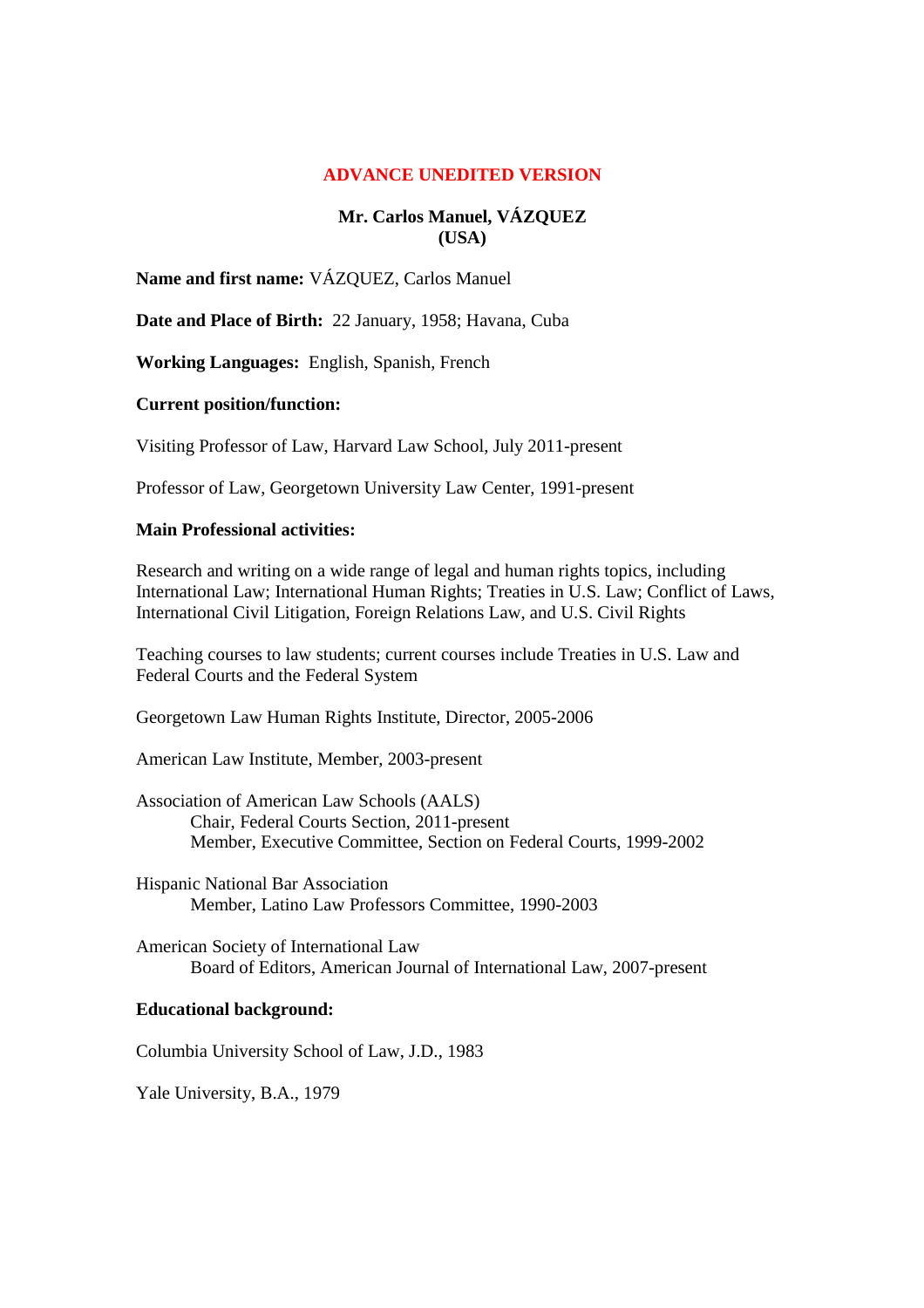**ADVANCE UNEDITED VERSION**

**Mr. Carlos Manuel, VÁZQUEZ**
**(USA)**

**Name and first name:** VÁZQUEZ, Carlos Manuel

**Date and Place of Birth:** 22 January, 1958; Havana, Cuba

**Working Languages:** English, Spanish, French

**Current position/function:**

Visiting Professor of Law, Harvard Law School, July 2011-present

Professor of Law, Georgetown University Law Center, 1991-present

**Main Professional activities:**

Research and writing on a wide range of legal and human rights topics, including International Law; International Human Rights; Treaties in U.S. Law; Conflict of Laws, International Civil Litigation, Foreign Relations Law, and U.S. Civil Rights

Teaching courses to law students; current courses include Treaties in U.S. Law and Federal Courts and the Federal System

Georgetown Law Human Rights Institute, Director, 2005-2006

American Law Institute, Member, 2003-present

Association of American Law Schools (AALS)
- Chair, Federal Courts Section, 2011-present
- Member, Executive Committee, Section on Federal Courts, 1999-2002

Hispanic National Bar Association
- Member, Latino Law Professors Committee, 1990-2003

American Society of International Law
- Board of Editors, American Journal of International Law, 2007-present

**Educational background:**

Columbia University School of Law, J.D., 1983

Yale University, B.A., 1979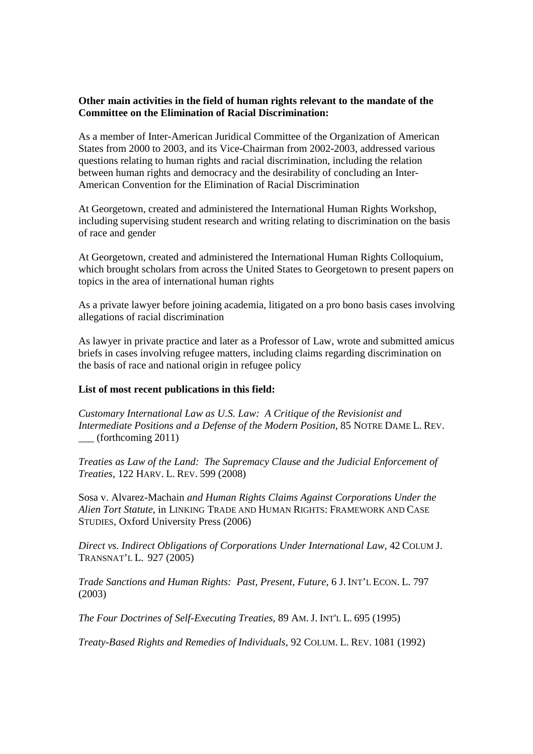**Other main activities in the field of human rights relevant to the mandate of the Committee on the Elimination of Racial Discrimination:**

As a member of Inter-American Juridical Committee of the Organization of American States from 2000 to 2003, and its Vice-Chairman from 2002-2003, addressed various questions relating to human rights and racial discrimination, including the relation between human rights and democracy and the desirability of concluding an Inter-American Convention for the Elimination of Racial Discrimination

At Georgetown, created and administered the International Human Rights Workshop, including supervising student research and writing relating to discrimination on the basis of race and gender

At Georgetown, created and administered the International Human Rights Colloquium, which brought scholars from across the United States to Georgetown to present papers on topics in the area of international human rights

As a private lawyer before joining academia, litigated on a pro bono basis cases involving allegations of racial discrimination

As lawyer in private practice and later as a Professor of Law, wrote and submitted amicus briefs in cases involving refugee matters, including claims regarding discrimination on the basis of race and national origin in refugee policy

**List of most recent publications in this field:**

*Customary International Law as U.S. Law: A Critique of the Revisionist and Intermediate Positions and a Defense of the Modern Position*, 85 NOTRE DAME L. REV. ___ (forthcoming 2011)

*Treaties as Law of the Land: The Supremacy Clause and the Judicial Enforcement of Treaties*, 122 HARV. L. REV. 599 (2008)

Sosa v. Alvarez-Machain *and Human Rights Claims Against Corporations Under the Alien Tort Statute*, in LINKING TRADE AND HUMAN RIGHTS: FRAMEWORK AND CASE STUDIES, Oxford University Press (2006)

*Direct vs. Indirect Obligations of Corporations Under International Law*, 42 COLUM J. TRANSNAT'L L. 927 (2005)

*Trade Sanctions and Human Rights: Past, Present, Future*, 6 J. INT'L ECON. L. 797 (2003)

*The Four Doctrines of Self-Executing Treaties*, 89 AM. J. INT'L L. 695 (1995)

*Treaty-Based Rights and Remedies of Individuals*, 92 COLUM. L. REV. 1081 (1992)